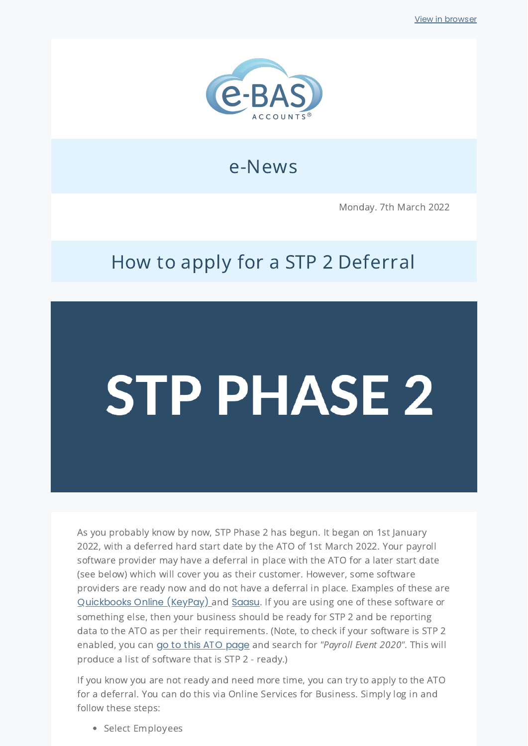View in browser

e-BAS ACCOUNTS®

# e-News

Monday. 7th March 2022

## How to apply for a STP 2 Deferral

STP PHASE 2

As you probably know by now, STP Phase 2 has begun. It began on 1st January 2022, with a deferred hard start date by the ATO of 1st March 2022. Your payroll software provider may have a deferral in place with the ATO for a later start date (see below) which will cover you as their customer. However, some software providers are ready now and do not have a deferral in place. Examples of these are Quickbooks Online (KeyPay) and Saasu. If you are using one of these software or something else, then your business should be ready for STP 2 and be reporting data to the ATO as per their requirements. (Note, to check if your software is STP 2 enabled, you can go to this ATO page and search for *"Payroll Event 2020"*. This will produce a list of software that is STP 2 - ready.)

If you know you are not ready and need more time, you can try to apply to the ATO for a deferral. You can do this via Online Services for Business. Simply log in and follow these steps:

- Select Employees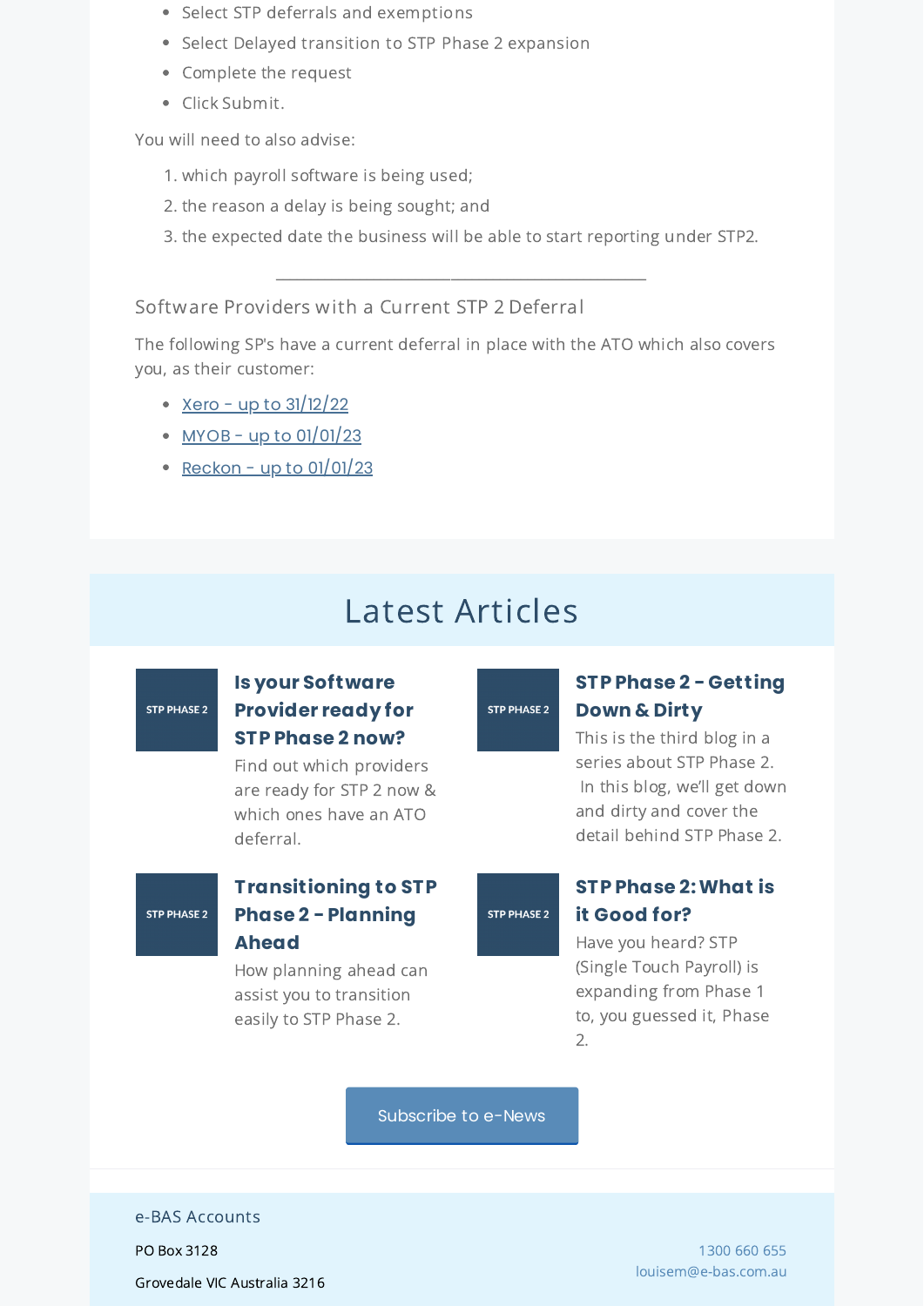- Select STP deferrals and exemptions
- Select Delayed transition to STP Phase 2 expansion
- Complete the request
- Click Submit.

You will need to also advise:

1. which payroll software is being used;
2. the reason a delay is being sought; and
3. the expected date the business will be able to start reporting under STP2.

---

### Software Providers with a Current STP 2 Deferral

The following SP's have a current deferral in place with the ATO which also covers you, as their customer:

- Xero - up to 31/12/22
- MYOB - up to 01/01/23
- Reckon - up to 01/01/23

## Latest Articles

STP PHASE 2

### Is your Software Provider ready for STP Phase 2 now?

Find out which providers are ready for STP 2 now & which ones have an ATO deferral.

STP PHASE 2

### STP Phase 2 - Getting Down & Dirty

This is the third blog in a series about STP Phase 2. In this blog, we'll get down and dirty and cover the detail behind STP Phase 2.

STP PHASE 2

### Transitioning to STP Phase 2 - Planning Ahead

How planning ahead can assist you to transition easily to STP Phase 2.

STP PHASE 2

### STP Phase 2: What is it Good for?

Have you heard? STP (Single Touch Payroll) is expanding from Phase 1 to, you guessed it, Phase 2.

Subscribe to e-News

e-BAS Accounts

PO Box 3128

Grovedale VIC Australia 3216

1300 660 655

louisem@e-bas.com.au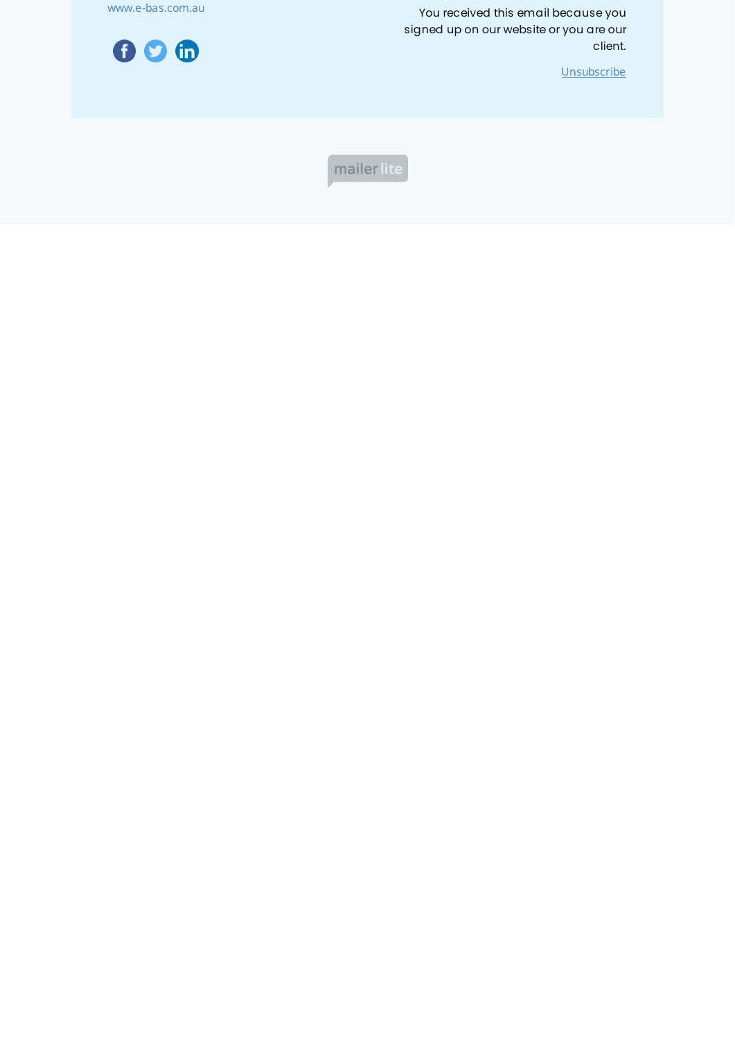www.e-bas.com.au

You received this email because you signed up on our website or you are our client.

Unsubscribe

mailer lite